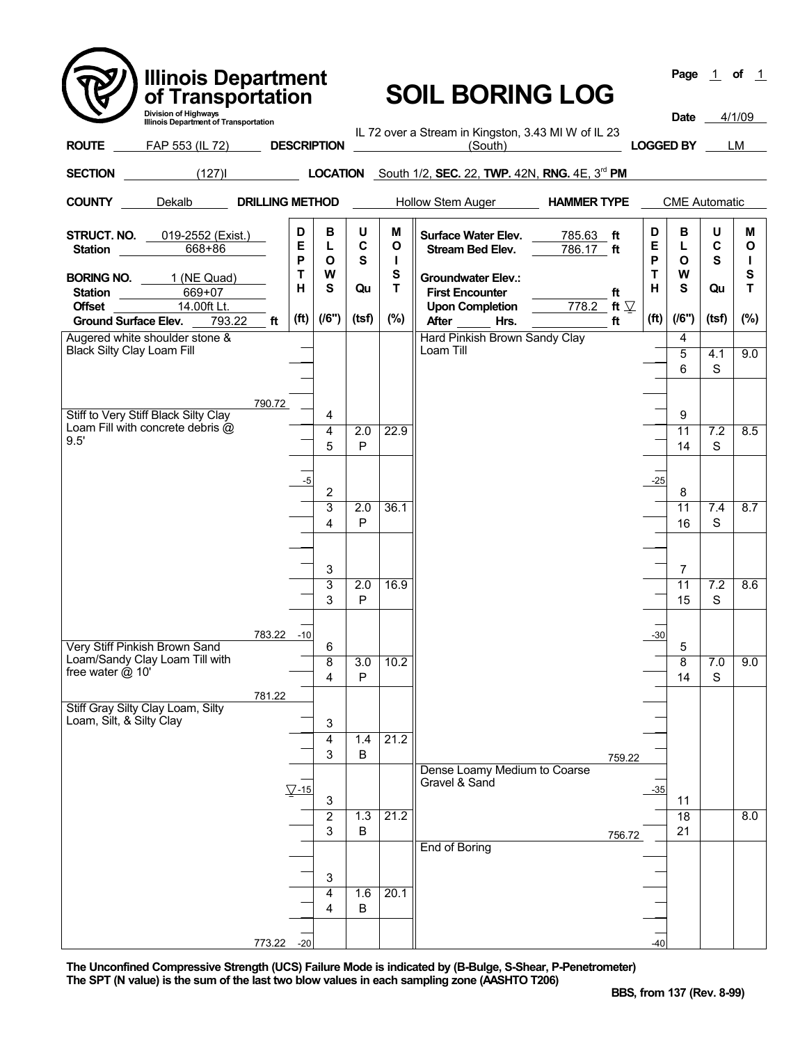# Illinois Department of Transportation

Division of Highways
Illinois Department of Transportation

# SOIL BORING LOG

**Date** 4/1/09

**ROUTE** FAP 553 (IL 72) **DESCRIPTION** IL 72 over a Stream in Kingston, 3.43 MI W of IL 23 (South) **LOGGED BY** LM

**SECTION** (127)I **LOCATION** South 1/2, **SEC.** 22, **TWP.** 42N, **RNG.** 4E, 3rd **PM**

**COUNTY** Dekalb **DRILLING METHOD** Hollow Stem Auger **HAMMER TYPE** CME Automatic

**STRUCT. NO.** 019-2552 (Exist.)
**Station** 668+86

**BORING NO.** 1 (NE Quad)
**Station** 669+07
**Offset** 14.00ft Lt.
**Ground Surface Elev.** 793.22 ft

**Surface Water Elev.** 785.63 ft
**Stream Bed Elev.** 786.17 ft

**Groundwater Elev.:**
**First Encounter** ___ ft
**Upon Completion** 778.2 ft ▽
**After ___ Hrs.** ___ ft

| Description | Elev. | DEPTH (ft) | BLOWS (/6") | UCS Qu (tsf) | MOIST (%) |
|---|---|---|---|---|---|
| Augered white shoulder stone & Black Silty Clay Loam Fill | | | | | |
| | 790.72 | | | | |
| Stiff to Very Stiff Black Silty Clay Loam Fill with concrete debris @ 9.5' | | | 4 | | |
| | | | 4 | 2.0 | 22.9 |
| | | | 5 | P | |
| | | -5 | 2 | | |
| | | | 3 | 2.0 | 36.1 |
| | | | 4 | P | |
| | | | 3 | | |
| | | | 3 | 2.0 | 16.9 |
| | | | 3 | P | |
| | 783.22 | -10 | | | |
| Very Stiff Pinkish Brown Sand Loam/Sandy Clay Loam Till with free water @ 10' | | | 6 | | |
| | | | 8 | 3.0 | 10.2 |
| | | | 4 | P | |
| | 781.22 | | | | |
| Stiff Gray Silty Clay Loam, Silty Loam, Silt, & Silty Clay | | | 3 | | |
| | | | 4 | 1.4 | 21.2 |
| | | | 3 | B | |
| | | ▽ -15 | 3 | | |
| | | | 2 | 1.3 | 21.2 |
| | | | 3 | B | |
| | | | 3 | | |
| | | | 4 | 1.6 | 20.1 |
| | | | 4 | B | |
| | 773.22 | -20 | | | |

| Description | Elev. | DEPTH (ft) | BLOWS (/6") | UCS Qu (tsf) | MOIST (%) |
|---|---|---|---|---|---|
| Hard Pinkish Brown Sandy Clay Loam Till | | | 4 | | |
| | | | 5 | 4.1 | 9.0 |
| | | | 6 | S | |
| | | | 9 | | |
| | | | 11 | 7.2 | 8.5 |
| | | | 14 | S | |
| | | -25 | 8 | | |
| | | | 11 | 7.4 | 8.7 |
| | | | 16 | S | |
| | | | 7 | | |
| | | | 11 | 7.2 | 8.6 |
| | | | 15 | S | |
| | | -30 | 5 | | |
| | | | 8 | 7.0 | 9.0 |
| | | | 14 | S | |
| | 759.22 | | | | |
| Dense Loamy Medium to Coarse Gravel & Sand | | -35 | 11 | | |
| | | | 18 | | 8.0 |
| | | | 21 | | |
| | 756.72 | | | | |
| End of Boring | | | | | |
| | | -40 | | | |

**The Unconfined Compressive Strength (UCS) Failure Mode is indicated by (B-Bulge, S-Shear, P-Penetrometer)**
**The SPT (N value) is the sum of the last two blow values in each sampling zone (AASHTO T206)**

**BBS, from 137 (Rev. 8-99)**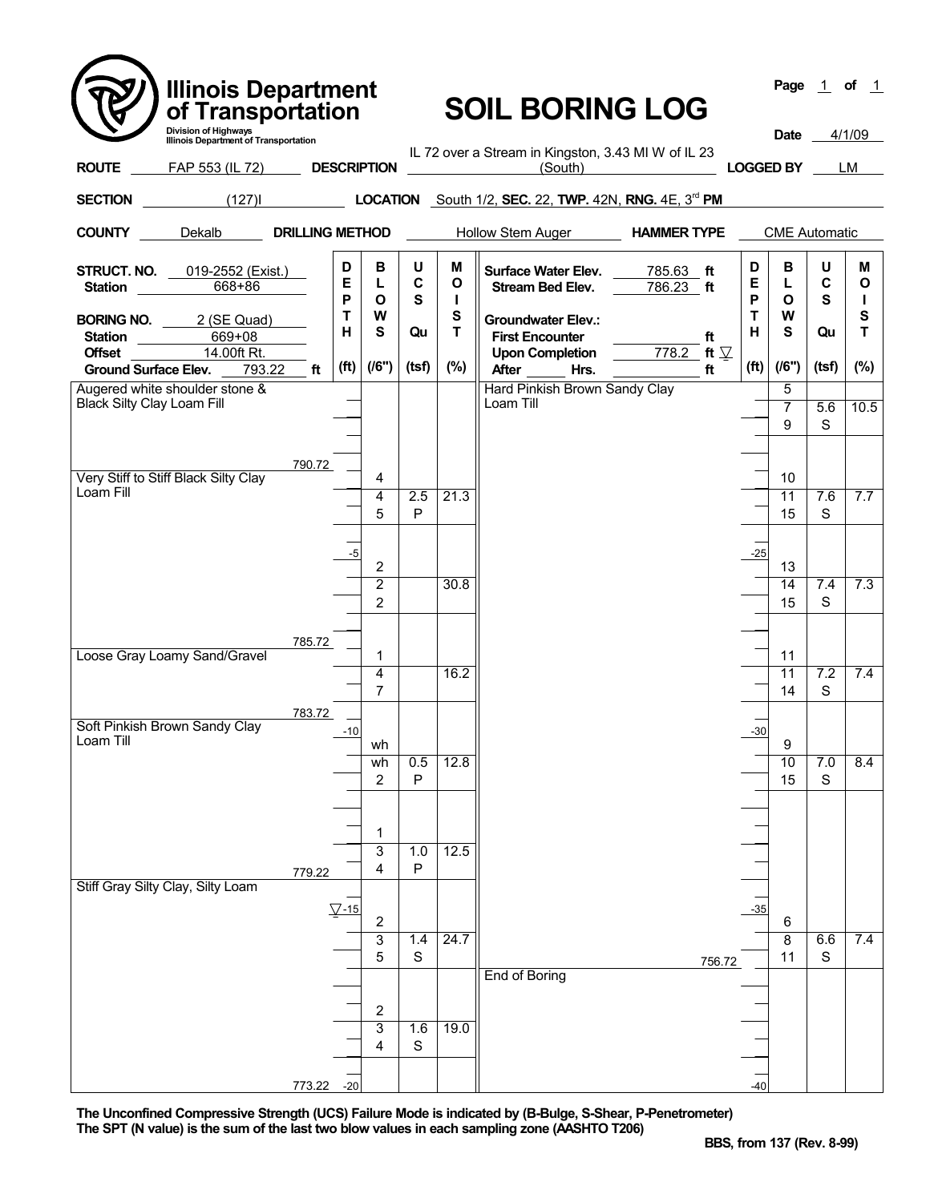# Illinois Department of Transportation

**Division of Highways**
Illinois Department of Transportation

# SOIL BORING LOG

Page 1 of 1

**Date** 4/1/09

**ROUTE** FAP 553 (IL 72) **DESCRIPTION** IL 72 over a Stream in Kingston, 3.43 MI W of IL 23 (South) **LOGGED BY** LM

**SECTION** (127)I **LOCATION** South 1/2, **SEC.** 22, **TWP.** 42N, **RNG.** 4E, 3rd **PM**

**COUNTY** Dekalb **DRILLING METHOD** Hollow Stem Auger **HAMMER TYPE** CME Automatic

**STRUCT. NO.** 019-2552 (Exist.)
**Station** 668+86

**BORING NO.** 2 (SE Quad)
**Station** 669+08
**Offset** 14.00ft Rt.
**Ground Surface Elev.** 793.22 ft

**Surface Water Elev.** 785.63 ft
**Stream Bed Elev.** 786.23 ft

**Groundwater Elev.:**
**First Encounter** ___ ft
**Upon Completion** 778.2 ft ▽
**After** ___ **Hrs.** ___ ft

| Description | Elev. | DEPTH (ft) | BLOWS (/6") | UCS Qu (tsf) | MOIST (%) |
|---|---|---|---|---|---|
| Augered white shoulder stone & Black Silty Clay Loam Fill | | | | | |
| | 790.72 | | | | |
| Very Stiff to Stiff Black Silty Clay Loam Fill | | | 4 / 4 / 5 | 2.5 P | 21.3 |
| | | -5 | 2 / 2 / 2 | | 30.8 |
| | 785.72 | | | | |
| Loose Gray Loamy Sand/Gravel | | | 1 / 4 / 7 | | 16.2 |
| | 783.72 | | | | |
| Soft Pinkish Brown Sandy Clay Loam Till | | -10 | wh / wh / 2 | 0.5 P | 12.8 |
| | | | 1 / 3 / 4 | 1.0 P | 12.5 |
| | 779.22 | | | | |
| Stiff Gray Silty Clay, Silty Loam | | ▽-15 | 2 / 3 / 5 | 1.4 S | 24.7 |
| | | | 2 / 3 / 4 | 1.6 S | 19.0 |
| | 773.22 | -20 | | | |
| Hard Pinkish Brown Sandy Clay Loam Till | | | 5 / 7 / 9 | 5.6 S | 10.5 |
| | | | 10 / 11 / 15 | 7.6 S | 7.7 |
| | | -25 | 13 / 14 / 15 | 7.4 S | 7.3 |
| | | | 11 / 11 / 14 | 7.2 S | 7.4 |
| | | -30 | 9 / 10 / 15 | 7.0 S | 8.4 |
| | | -35 | 6 / 8 / 11 | 6.6 S | 7.4 |
| | 756.72 | | | | |
| End of Boring | | -40 | | | |

**The Unconfined Compressive Strength (UCS) Failure Mode is indicated by (B-Bulge, S-Shear, P-Penetrometer)**
**The SPT (N value) is the sum of the last two blow values in each sampling zone (AASHTO T206)**

BBS, from 137 (Rev. 8-99)